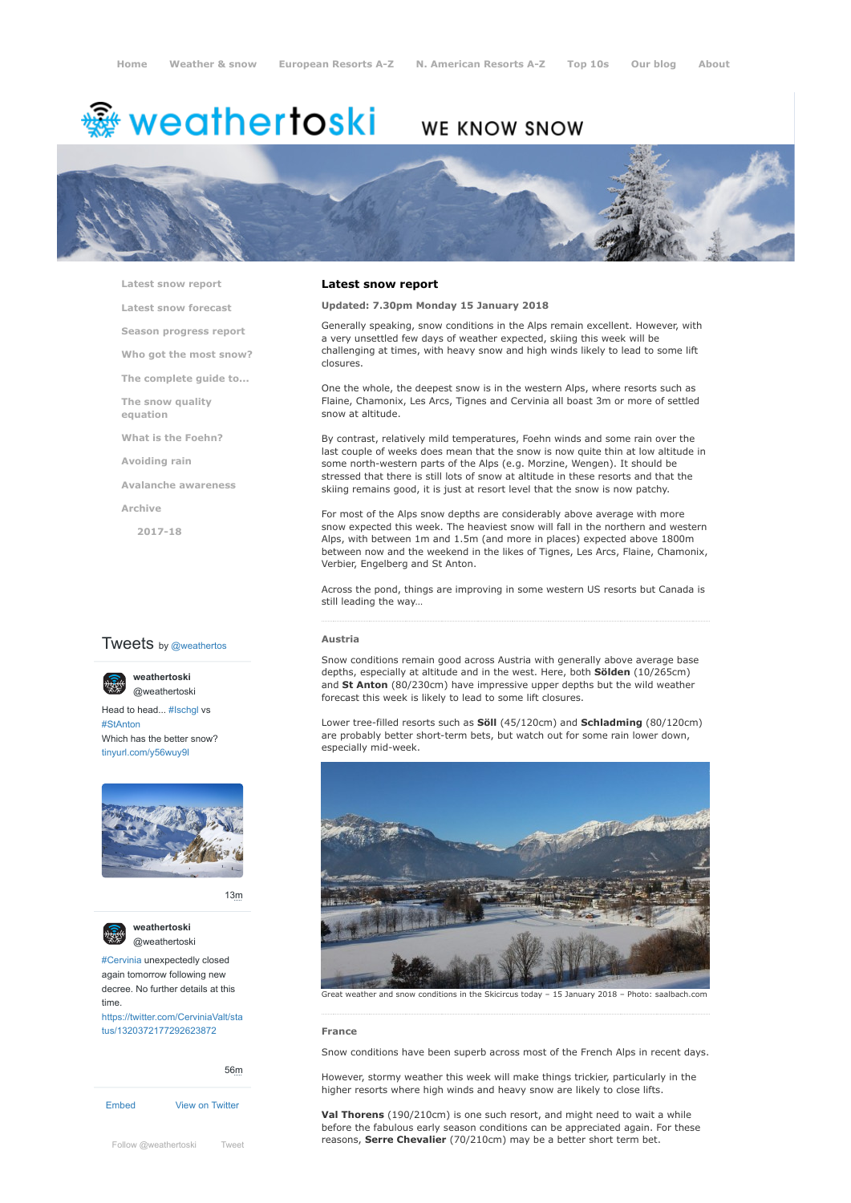Home Weather & snow European Resorts A-Z N. American Resorts A-Z Top 10s Our blog About

# weathertoski WE KNOW SNOW

- Latest snow report
- Latest snow forecast
- Season progress report
- Who got the most snow?
- The complete guide to...
- The snow quality equation
- What is the Foehn?
- Avoiding rain
- Avalanche awareness
- Archive
  - 2017-18

## Latest snow report

**Updated: 7.30pm Monday 15 January 2018**

Generally speaking, snow conditions in the Alps remain excellent. However, with a very unsettled few days of weather expected, skiing this week will be challenging at times, with heavy snow and high winds likely to lead to some lift closures.

One the whole, the deepest snow is in the western Alps, where resorts such as Flaine, Chamonix, Les Arcs, Tignes and Cervinia all boast 3m or more of settled snow at altitude.

By contrast, relatively mild temperatures, Foehn winds and some rain over the last couple of weeks does mean that the snow is now quite thin at low altitude in some north-western parts of the Alps (e.g. Morzine, Wengen). It should be stressed that there is still lots of snow at altitude in these resorts and that the skiing remains good, it is just at resort level that the snow is now patchy.

For most of the Alps snow depths are considerably above average with more snow expected this week. The heaviest snow will fall in the northern and western Alps, with between 1m and 1.5m (and more in places) expected above 1800m between now and the weekend in the likes of Tignes, Les Arcs, Flaine, Chamonix, Verbier, Engelberg and St Anton.

Across the pond, things are improving in some western US resorts but Canada is still leading the way…

### Austria

Snow conditions remain good across Austria with generally above average base depths, especially at altitude and in the west. Here, both **Sölden** (10/265cm) and **St Anton** (80/230cm) have impressive upper depths but the wild weather forecast this week is likely to lead to some lift closures.

Lower tree-filled resorts such as **Söll** (45/120cm) and **Schladming** (80/120cm) are probably better short-term bets, but watch out for some rain lower down, especially mid-week.

Great weather and snow conditions in the Skicircus today – 15 January 2018 – Photo: saalbach.com

### France

Snow conditions have been superb across most of the French Alps in recent days.

However, stormy weather this week will make things trickier, particularly in the higher resorts where high winds and heavy snow are likely to close lifts.

**Val Thorens** (190/210cm) is one such resort, and might need to wait a while before the fabulous early season conditions can be appreciated again. For these reasons, **Serre Chevalier** (70/210cm) may be a better short term bet.

Tweets by @weathertos

weathertoski @weathertoski
Head to head... #Ischgl vs #StAnton
Which has the better snow?
tinyurl.com/y56wuy9l

13m

weathertoski @weathertoski
#Cervinia unexpectedly closed again tomorrow following new decree. No further details at this time.
https://twitter.com/CerviniaValt/status/1320372177292623872

56m

Embed View on Twitter

Follow @weathertoski Tweet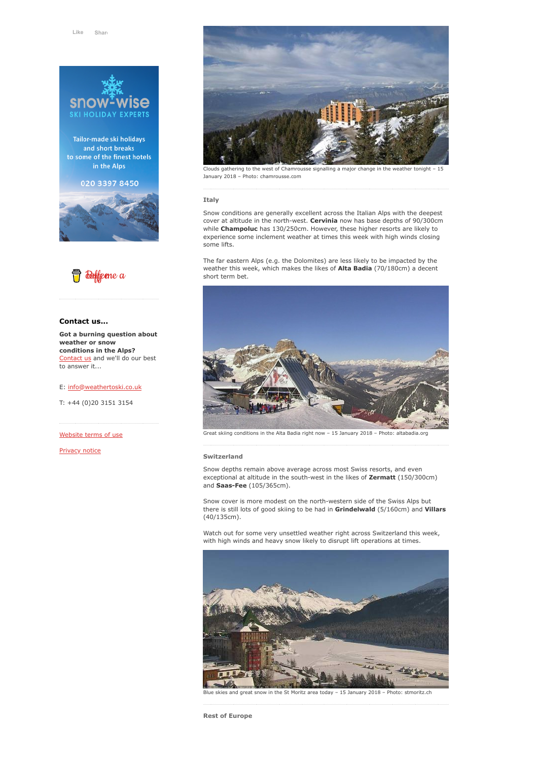Clouds gathering to the west of Chamrousse signalling a major change in the weather tonight – 15 January 2018 – Photo: chamrousse.com

### Italy

Snow conditions are generally excellent across the Italian Alps with the deepest cover at altitude in the north-west. **Cervinia** now has base depths of 90/300cm while **Champoluc** has 130/250cm. However, these higher resorts are likely to experience some inclement weather at times this week with high winds closing some lifts.

The far eastern Alps (e.g. the Dolomites) are less likely to be impacted by the weather this week, which makes the likes of **Alta Badia** (70/180cm) a decent short term bet.

Great skiing conditions in the Alta Badia right now – 15 January 2018 – Photo: altabadia.org

### Switzerland

Snow depths remain above average across most Swiss resorts, and even exceptional at altitude in the south-west in the likes of **Zermatt** (150/300cm) and **Saas-Fee** (105/365cm).

Snow cover is more modest on the north-western side of the Swiss Alps but there is still lots of good skiing to be had in **Grindelwald** (5/160cm) and **Villars** (40/135cm).

Watch out for some very unsettled weather right across Switzerland this week, with high winds and heavy snow likely to disrupt lift operations at times.

Blue skies and great snow in the St Moritz area today – 15 January 2018 – Photo: stmoritz.ch

### Rest of Europe

---

Like Share

snow-wise
SKI HOLIDAY EXPERTS
Tailor-made ski holidays and short breaks to some of the finest hotels in the Alps
020 3397 8450

Buy me a coffee

**Contact us...**

**Got a burning question about weather or snow conditions in the Alps?** Contact us and we'll do our best to answer it...

E: info@weathertoski.co.uk

T: +44 (0)20 3151 3154

Website terms of use

Privacy notice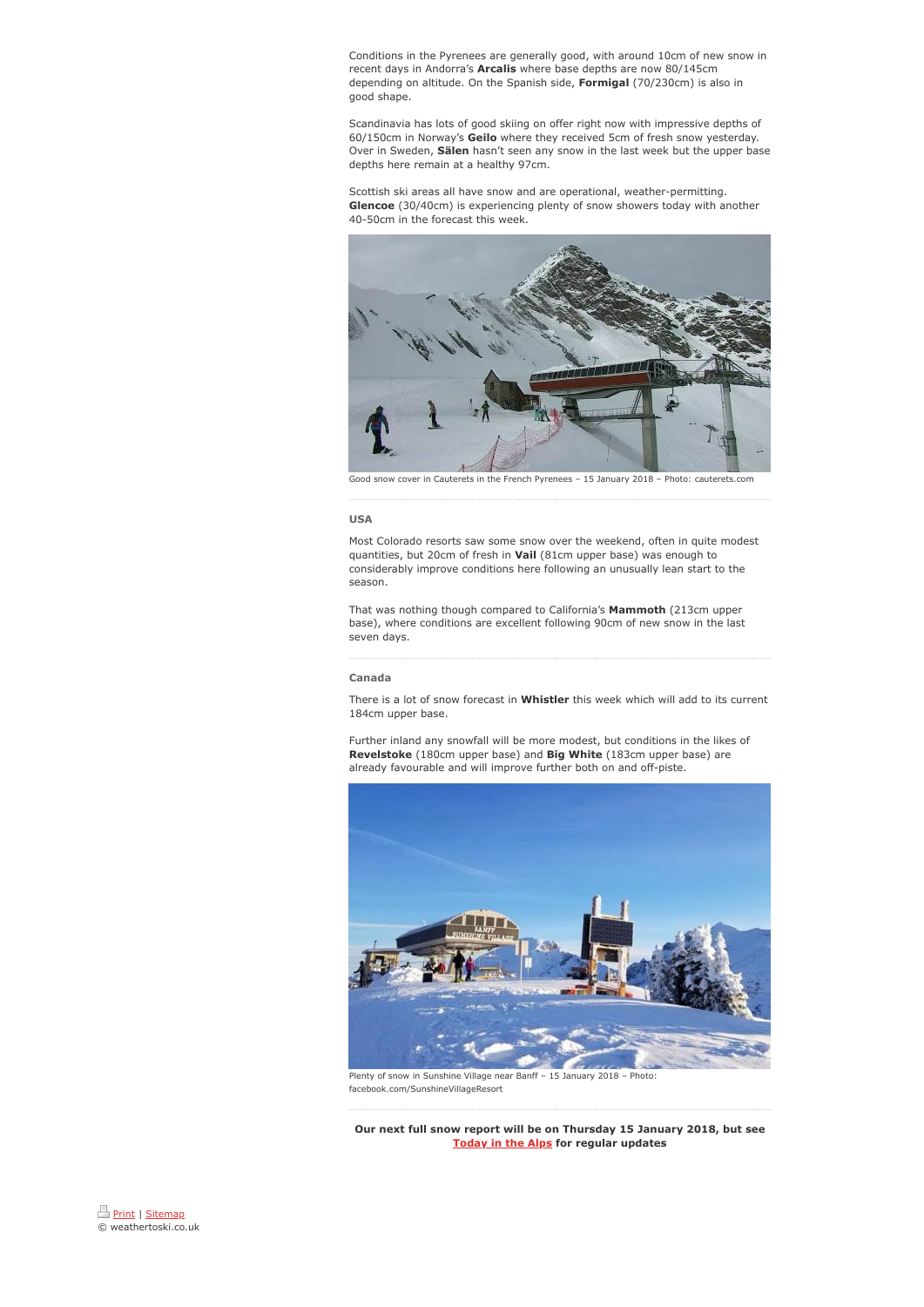Conditions in the Pyrenees are generally good, with around 10cm of new snow in recent days in Andorra's **Arcalis** where base depths are now 80/145cm depending on altitude. On the Spanish side, **Formigal** (70/230cm) is also in good shape.

Scandinavia has lots of good skiing on offer right now with impressive depths of 60/150cm in Norway's **Geilo** where they received 5cm of fresh snow yesterday. Over in Sweden, **Sälen** hasn't seen any snow in the last week but the upper base depths here remain at a healthy 97cm.

Scottish ski areas all have snow and are operational, weather-permitting. **Glencoe** (30/40cm) is experiencing plenty of snow showers today with another 40-50cm in the forecast this week.

Good snow cover in Cauterets in the French Pyrenees – 15 January 2018 – Photo: cauterets.com

### USA

Most Colorado resorts saw some snow over the weekend, often in quite modest quantities, but 20cm of fresh in **Vail** (81cm upper base) was enough to considerably improve conditions here following an unusually lean start to the season.

That was nothing though compared to California's **Mammoth** (213cm upper base), where conditions are excellent following 90cm of new snow in the last seven days.

### Canada

There is a lot of snow forecast in **Whistler** this week which will add to its current 184cm upper base.

Further inland any snowfall will be more modest, but conditions in the likes of **Revelstoke** (180cm upper base) and **Big White** (183cm upper base) are already favourable and will improve further both on and off-piste.

Plenty of snow in Sunshine Village near Banff – 15 January 2018 – Photo: facebook.com/SunshineVillageResort

**Our next full snow report will be on Thursday 15 January 2018, but see Today in the Alps for regular updates**

Print | Sitemap
© weathertoski.co.uk